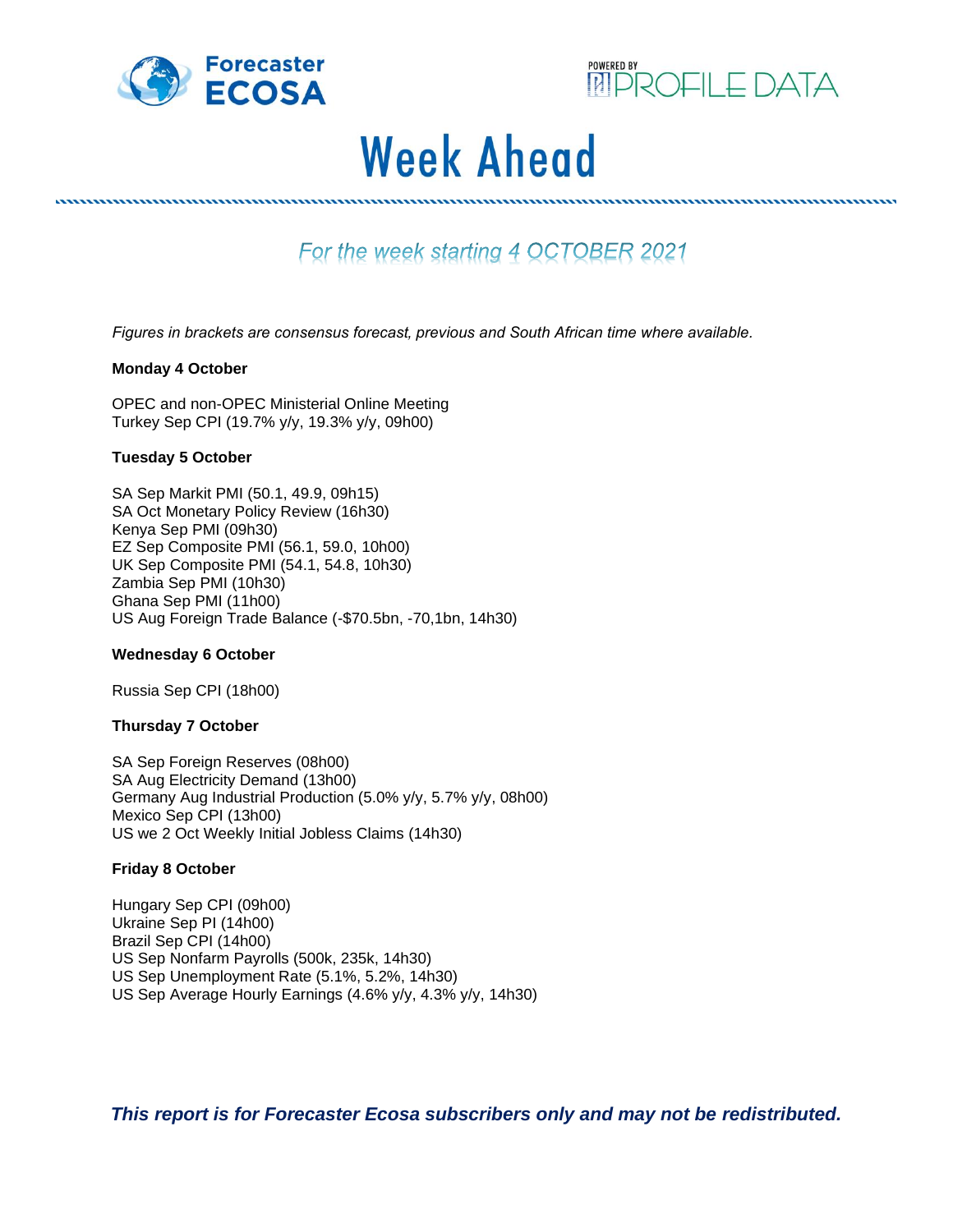Forecaster ECOSA

POWERED BY PROFILE DATA

# Week Ahead

## *For the week starting 4 OCTOBER 2021*

*Figures in brackets are consensus forecast, previous and South African time where available.*

**Monday 4 October**

OPEC and non-OPEC Ministerial Online Meeting
Turkey Sep CPI (19.7% y/y, 19.3% y/y, 09h00)

**Tuesday 5 October**

SA Sep Markit PMI (50.1, 49.9, 09h15)
SA Oct Monetary Policy Review (16h30)
Kenya Sep PMI (09h30)
EZ Sep Composite PMI (56.1, 59.0, 10h00)
UK Sep Composite PMI (54.1, 54.8, 10h30)
Zambia Sep PMI (10h30)
Ghana Sep PMI (11h00)
US Aug Foreign Trade Balance (-$70.5bn, -70,1bn, 14h30)

**Wednesday 6 October**

Russia Sep CPI (18h00)

**Thursday 7 October**

SA Sep Foreign Reserves (08h00)
SA Aug Electricity Demand (13h00)
Germany Aug Industrial Production (5.0% y/y, 5.7% y/y, 08h00)
Mexico Sep CPI (13h00)
US we 2 Oct Weekly Initial Jobless Claims (14h30)

**Friday 8 October**

Hungary Sep CPI (09h00)
Ukraine Sep PI (14h00)
Brazil Sep CPI (14h00)
US Sep Nonfarm Payrolls (500k, 235k, 14h30)
US Sep Unemployment Rate (5.1%, 5.2%, 14h30)
US Sep Average Hourly Earnings (4.6% y/y, 4.3% y/y, 14h30)

***This report is for Forecaster Ecosa subscribers only and may not be redistributed.***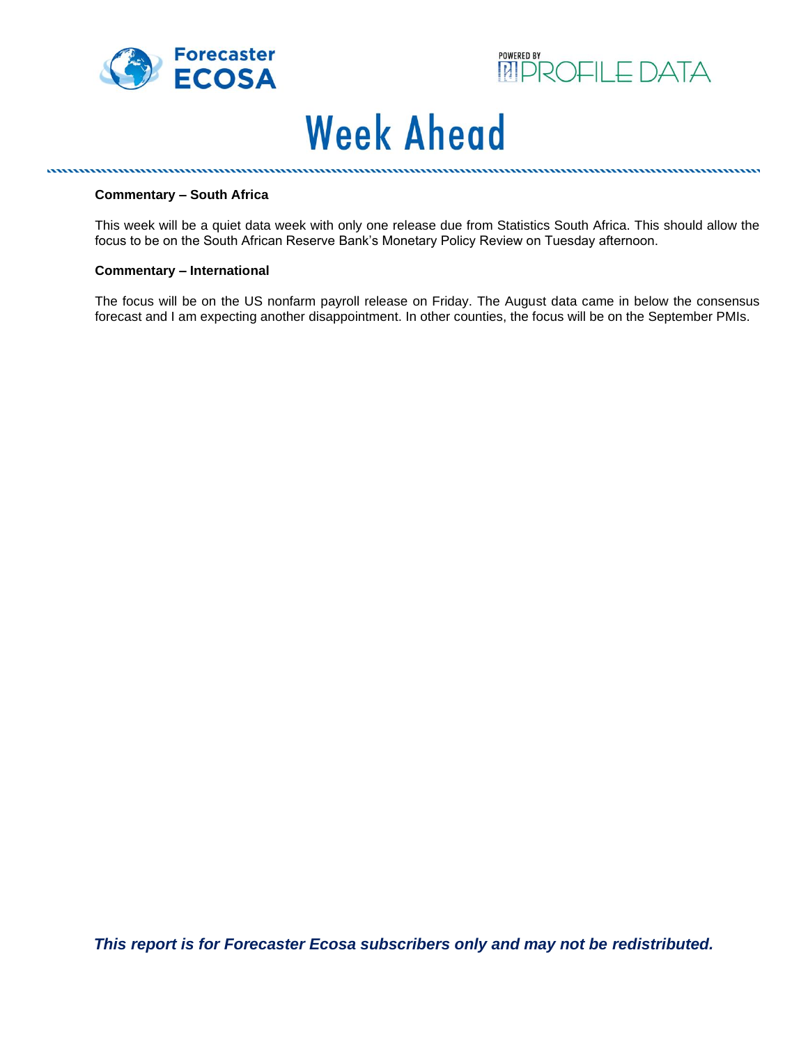# Week Ahead

**Commentary – South Africa**

This week will be a quiet data week with only one release due from Statistics South Africa. This should allow the focus to be on the South African Reserve Bank's Monetary Policy Review on Tuesday afternoon.

**Commentary – International**

The focus will be on the US nonfarm payroll release on Friday. The August data came in below the consensus forecast and I am expecting another disappointment. In other counties, the focus will be on the September PMIs.

***This report is for Forecaster Ecosa subscribers only and may not be redistributed.***